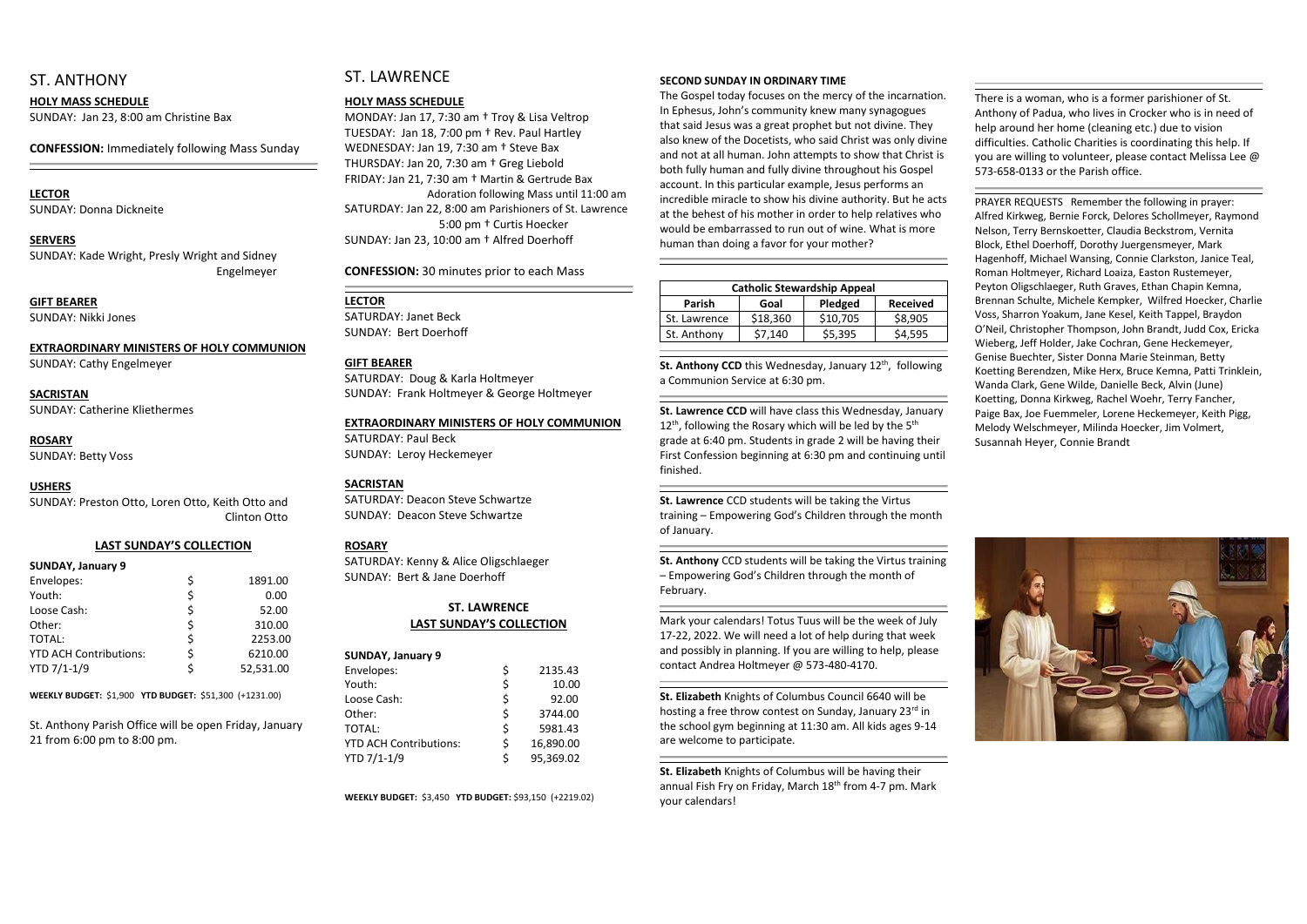# ST. ANTHONY

**HOLY MASS SCHEDULE**
SUNDAY: Jan 23, 8:00 am Christine Bax

**CONFESSION:** Immediately following Mass Sunday

**LECTOR**
SUNDAY: Donna Dickneite

**SERVERS**
SUNDAY: Kade Wright, Presly Wright and Sidney Engelmeyer

**GIFT BEARER**
SUNDAY: Nikki Jones

**EXTRAORDINARY MINISTERS OF HOLY COMMUNION**
SUNDAY: Cathy Engelmeyer

**SACRISTAN**
SUNDAY: Catherine Kliethermes

**ROSARY**
SUNDAY: Betty Voss

**USHERS**
SUNDAY: Preston Otto, Loren Otto, Keith Otto and Clinton Otto

**LAST SUNDAY'S COLLECTION**

**SUNDAY, January 9**

| | | |
|---|---|---|
| Envelopes: | $ | 1891.00 |
| Youth: | $ | 0.00 |
| Loose Cash: | $ | 52.00 |
| Other: | $ | 310.00 |
| TOTAL: | $ | 2253.00 |
| YTD ACH Contributions: | $ | 6210.00 |
| YTD 7/1-1/9 | $ | 52,531.00 |

**WEEKLY BUDGET:** $1,900 **YTD BUDGET:** $51,300 (+1231.00)

St. Anthony Parish Office will be open Friday, January 21 from 6:00 pm to 8:00 pm.

# ST. LAWRENCE

**HOLY MASS SCHEDULE**
MONDAY: Jan 17, 7:30 am † Troy & Lisa Veltrop
TUESDAY: Jan 18, 7:00 pm † Rev. Paul Hartley
WEDNESDAY: Jan 19, 7:30 am † Steve Bax
THURSDAY: Jan 20, 7:30 am † Greg Liebold
FRIDAY: Jan 21, 7:30 am † Martin & Gertrude Bax
Adoration following Mass until 11:00 am
SATURDAY: Jan 22, 8:00 am Parishioners of St. Lawrence
5:00 pm † Curtis Hoecker
SUNDAY: Jan 23, 10:00 am † Alfred Doerhoff

**CONFESSION:** 30 minutes prior to each Mass

**LECTOR**
SATURDAY: Janet Beck
SUNDAY: Bert Doerhoff

**GIFT BEARER**
SATURDAY: Doug & Karla Holtmeyer
SUNDAY: Frank Holtmeyer & George Holtmeyer

**EXTRAORDINARY MINISTERS OF HOLY COMMUNION**
SATURDAY: Paul Beck
SUNDAY: Leroy Heckemeyer

**SACRISTAN**
SATURDAY: Deacon Steve Schwartze
SUNDAY: Deacon Steve Schwartze

**ROSARY**
SATURDAY: Kenny & Alice Oligschlaeger
SUNDAY: Bert & Jane Doerhoff

**ST. LAWRENCE**
**LAST SUNDAY'S COLLECTION**

**SUNDAY, January 9**

| | | |
|---|---|---|
| Envelopes: | $ | 2135.43 |
| Youth: | $ | 10.00 |
| Loose Cash: | $ | 92.00 |
| Other: | $ | 3744.00 |
| TOTAL: | $ | 5981.43 |
| YTD ACH Contributions: | $ | 16,890.00 |
| YTD 7/1-1/9 | $ | 95,369.02 |

**WEEKLY BUDGET:** $3,450 **YTD BUDGET:** $93,150 (+2219.02)

**SECOND SUNDAY IN ORDINARY TIME**

The Gospel today focuses on the mercy of the incarnation. In Ephesus, John's community knew many synagogues that said Jesus was a great prophet but not divine. They also knew of the Docetists, who said Christ was only divine and not at all human. John attempts to show that Christ is both fully human and fully divine throughout his Gospel account. In this particular example, Jesus performs an incredible miracle to show his divine authority. But he acts at the behest of his mother in order to help relatives who would be embarrassed to run out of wine. What is more human than doing a favor for your mother?

| Catholic Stewardship Appeal | | | |
|---|---|---|---|
| **Parish** | **Goal** | **Pledged** | **Received** |
| St. Lawrence | $18,360 | $10,705 | $8,905 |
| St. Anthony | $7,140 | $5,395 | $4,595 |

**St. Anthony CCD** this Wednesday, January 12th, following a Communion Service at 6:30 pm.

**St. Lawrence CCD** will have class this Wednesday, January 12th, following the Rosary which will be led by the 5th grade at 6:40 pm. Students in grade 2 will be having their First Confession beginning at 6:30 pm and continuing until finished.

**St. Lawrence** CCD students will be taking the Virtus training – Empowering God's Children through the month of January.

**St. Anthony** CCD students will be taking the Virtus training – Empowering God's Children through the month of February.

Mark your calendars! Totus Tuus will be the week of July 17-22, 2022. We will need a lot of help during that week and possibly in planning. If you are willing to help, please contact Andrea Holtmeyer @ 573-480-4170.

**St. Elizabeth** Knights of Columbus Council 6640 will be hosting a free throw contest on Sunday, January 23rd in the school gym beginning at 11:30 am. All kids ages 9-14 are welcome to participate.

**St. Elizabeth** Knights of Columbus will be having their annual Fish Fry on Friday, March 18th from 4-7 pm. Mark your calendars!

There is a woman, who is a former parishioner of St. Anthony of Padua, who lives in Crocker who is in need of help around her home (cleaning etc.) due to vision difficulties. Catholic Charities is coordinating this help. If you are willing to volunteer, please contact Melissa Lee @ 573-658-0133 or the Parish office.

PRAYER REQUESTS Remember the following in prayer: Alfred Kirkweg, Bernie Forck, Delores Schollmeyer, Raymond Nelson, Terry Bernskoetter, Claudia Beckstrom, Vernita Block, Ethel Doerhoff, Dorothy Juergensmeyer, Mark Hagenhoff, Michael Wansing, Connie Clarkston, Janice Teal, Roman Holtmeyer, Richard Loaiza, Easton Rustemeyer, Peyton Oligschlaeger, Ruth Graves, Ethan Chapin Kemna, Brennan Schulte, Michele Kempker, Wilfred Hoecker, Charlie Voss, Sharron Yoakum, Jane Kesel, Keith Tappel, Braydon O'Neil, Christopher Thompson, John Brandt, Judd Cox, Ericka Wieberg, Jeff Holder, Jake Cochran, Gene Heckemeyer, Genise Buechter, Sister Donna Marie Steinman, Betty Koetting Berendzen, Mike Herx, Bruce Kemna, Patti Trinklein, Wanda Clark, Gene Wilde, Danielle Beck, Alvin (June) Koetting, Donna Kirkweg, Rachel Woehr, Terry Fancher, Paige Bax, Joe Fuemmeler, Lorene Heckemeyer, Keith Pigg, Melody Welschmeyer, Milinda Hoecker, Jim Volmert, Susannah Heyer, Connie Brandt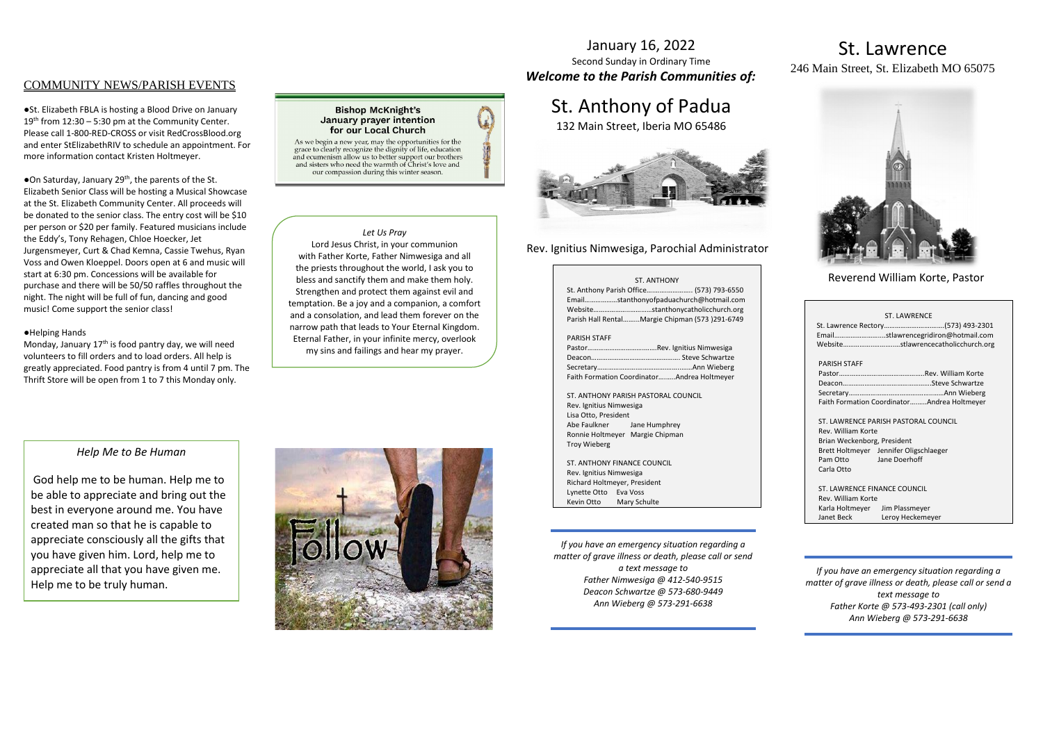## COMMUNITY NEWS/PARISH EVENTS

●St. Elizabeth FBLA is hosting a Blood Drive on January 19th from 12:30 – 5:30 pm at the Community Center. Please call 1-800-RED-CROSS or visit RedCrossBlood.org and enter StElizabethRIV to schedule an appointment. For more information contact Kristen Holtmeyer.

●On Saturday, January 29th, the parents of the St. Elizabeth Senior Class will be hosting a Musical Showcase at the St. Elizabeth Community Center. All proceeds will be donated to the senior class. The entry cost will be $10 per person or $20 per family. Featured musicians include the Eddy's, Tony Rehagen, Chloe Hoecker, Jet Jurgensmeyer, Curt & Chad Kemna, Cassie Twehus, Ryan Voss and Owen Kloeppel. Doors open at 6 and music will start at 6:30 pm. Concessions will be available for purchase and there will be 50/50 raffles throughout the night. The night will be full of fun, dancing and good music! Come support the senior class!

●Helping Hands

Monday, January 17th is food pantry day, we will need volunteers to fill orders and to load orders. All help is greatly appreciated. Food pantry is from 4 until 7 pm. The Thrift Store will be open from 1 to 7 this Monday only.

*Help Me to Be Human*

God help me to be human. Help me to be able to appreciate and bring out the best in everyone around me. You have created man so that he is capable to appreciate consciously all the gifts that you have given him. Lord, help me to appreciate all that you have given me. Help me to be truly human.

**Bishop McKnight's January prayer intention for our Local Church**

As we begin a new year, may the opportunities for the grace to clearly recognize the dignity of life, education and ecumenism allow us to better support our brothers and sisters who need the warmth of Christ's love and our compassion during this winter season.

*Let Us Pray*

Lord Jesus Christ, in your communion with Father Korte, Father Nimwesiga and all the priests throughout the world, I ask you to bless and sanctify them and make them holy. Strengthen and protect them against evil and temptation. Be a joy and a companion, a comfort and a consolation, and lead them forever on the narrow path that leads to Your Eternal Kingdom. Eternal Father, in your infinite mercy, overlook my sins and failings and hear my prayer.

Follow

January 16, 2022

Second Sunday in Ordinary Time

***Welcome to the Parish Communities of:***

# St. Anthony of Padua

132 Main Street, Iberia MO 65486

Rev. Ignitius Nimwesiga, Parochial Administrator

ST. ANTHONY

St. Anthony Parish Office........................ (573) 793-6550
Email..................stanthonyofpaduachurch@hotmail.com
Website................................stanthonycatholicchurch.org
Parish Hall Rental.........Margie Chipman (573 )291-6749

PARISH STAFF

Pastor......................................Rev. Ignitius Nimwesiga
Deacon................................................ Steve Schwartze
Secretary....................................................Ann Wieberg
Faith Formation Coordinator.........Andrea Holtmeyer

ST. ANTHONY PARISH PASTORAL COUNCIL
Rev. Ignitius Nimwesiga
Lisa Otto, President
Abe Faulkner  Jane Humphrey
Ronnie Holtmeyer  Margie Chipman
Troy Wieberg

ST. ANTHONY FINANCE COUNCIL
Rev. Ignitius Nimwesiga
Richard Holtmeyer, President
Lynette Otto  Eva Voss
Kevin Otto  Mary Schulte

*If you have an emergency situation regarding a matter of grave illness or death, please call or send a text message to*
*Father Nimwesiga @ 412-540-9515*
*Deacon Schwartze @ 573-680-9449*
*Ann Wieberg @ 573-291-6638*

# St. Lawrence

246 Main Street, St. Elizabeth MO 65075

Reverend William Korte, Pastor

ST. LAWRENCE

St. Lawrence Rectory.................................(573) 493-2301
Email...........................stlawrencegridiron@hotmail.com
Website...............................stlawrencecatholicchurch.org

PARISH STAFF

Pastor..............................................Rev. William Korte
Deacon................................................Steve Schwartze
Secretary...................................................Ann Wieberg
Faith Formation Coordinator.........Andrea Holtmeyer

ST. LAWRENCE PARISH PASTORAL COUNCIL
Rev. William Korte
Brian Weckenborg, President
Brett Holtmeyer  Jennifer Oligschlaeger
Pam Otto  Jane Doerhoff
Carla Otto

ST. LAWRENCE FINANCE COUNCIL
Rev. William Korte
Karla Holtmeyer  Jim Plassmeyer
Janet Beck  Leroy Heckemeyer

*If you have an emergency situation regarding a matter of grave illness or death, please call or send a text message to*
*Father Korte @ 573-493-2301 (call only)*
*Ann Wieberg @ 573-291-6638*